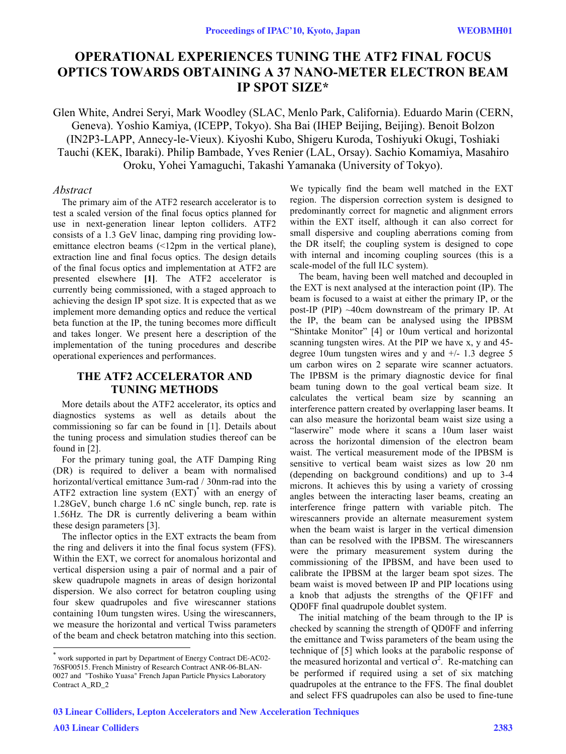# OPERATIONAL EXPERIENCES TUNING THE ATF2 FINAL FOCUS OPTICS TOWARDS OBTAINING A 37 NANO-METER ELECTRON BEAM IP SPOT SIZE*

Glen White, Andrei Seryi, Mark Woodley (SLAC, Menlo Park, California). Eduardo Marin (CERN, Geneva). Yoshio Kamiya, (ICEPP, Tokyo). Sha Bai (IHEP Beijing, Beijing). Benoit Bolzon (IN2P3-LAPP, Annecy-le-Vieux). Kiyoshi Kubo, Shigeru Kuroda, Toshiyuki Okugi, Toshiaki Tauchi (KEK, Ibaraki). Philip Bambade, Yves Renier (LAL, Orsay). Sachio Komamiya, Masahiro Oroku, Yohei Yamaguchi, Takashi Yamanaka (University of Tokyo).

## *Abstract*

The primary aim of the ATF2 research accelerator is to test a scaled version of the final focus optics planned for use in next-generation linear lepton colliders. ATF2 consists of a 1.3 GeV linac, damping ring providing low-emittance electron beams (<12pm in the vertical plane), extraction line and final focus optics. The design details of the final focus optics and implementation at ATF2 are presented elsewhere **[1]**. The ATF2 accelerator is currently being commissioned, with a staged approach to achieving the design IP spot size. It is expected that as we implement more demanding optics and reduce the vertical beta function at the IP, the tuning becomes more difficult and takes longer. We present here a description of the implementation of the tuning procedures and describe operational experiences and performances.

## THE ATF2 ACCELERATOR AND TUNING METHODS

More details about the ATF2 accelerator, its optics and diagnostics systems as well as details about the commissioning so far can be found in [1]. Details about the tuning process and simulation studies thereof can be found in [2].

For the primary tuning goal, the ATF Damping Ring (DR) is required to deliver a beam with normalised horizontal/vertical emittance 3um-rad / 30nm-rad into the ATF2 extraction line system (EXT)* with an energy of 1.28GeV, bunch charge 1.6 nC single bunch, rep. rate is 1.56Hz. The DR is currently delivering a beam within these design parameters [3].

The inflector optics in the EXT extracts the beam from the ring and delivers it into the final focus system (FFS). Within the EXT, we correct for anomalous horizontal and vertical dispersion using a pair of normal and a pair of skew quadrupole magnets in areas of design horizontal dispersion. We also correct for betatron coupling using four skew quadrupoles and five wirescanner stations containing 10um tungsten wires. Using the wirescanners, we measure the horizontal and vertical Twiss parameters of the beam and check betatron matching into this section.

We typically find the beam well matched in the EXT region. The dispersion correction system is designed to predominantly correct for magnetic and alignment errors within the EXT itself, although it can also correct for small dispersive and coupling aberrations coming from the DR itself; the coupling system is designed to cope with internal and incoming coupling sources (this is a scale-model of the full ILC system).

The beam, having been well matched and decoupled in the EXT is next analysed at the interaction point (IP). The beam is focused to a waist at either the primary IP, or the post-IP (PIP) ~40cm downstream of the primary IP. At the IP, the beam can be analysed using the IPBSM "Shintake Monitor" [4] or 10um vertical and horizontal scanning tungsten wires. At the PIP we have x, y and 45-degree 10um tungsten wires and y and +/- 1.3 degree 5 um carbon wires on 2 separate wire scanner actuators. The IPBSM is the primary diagnostic device for final beam tuning down to the goal vertical beam size. It calculates the vertical beam size by scanning an interference pattern created by overlapping laser beams. It can also measure the horizontal beam waist size using a "laserwire" mode where it scans a 10um laser waist across the horizontal dimension of the electron beam waist. The vertical measurement mode of the IPBSM is sensitive to vertical beam waist sizes as low 20 nm (depending on background conditions) and up to 3-4 microns. It achieves this by using a variety of crossing angles between the interacting laser beams, creating an interference fringe pattern with variable pitch. The wirescanners provide an alternate measurement system when the beam waist is larger in the vertical dimension than can be resolved with the IPBSM. The wirescanners were the primary measurement system during the commissioning of the IPBSM, and have been used to calibrate the IPBSM at the larger beam spot sizes. The beam waist is moved between IP and PIP locations using a knob that adjusts the strengths of the QF1FF and QD0FF final quadrupole doublet system.

The initial matching of the beam through to the IP is checked by scanning the strength of QD0FF and inferring the emittance and Twiss parameters of the beam using the technique of [5] which looks at the parabolic response of the measured horizontal and vertical $\sigma^2$. Re-matching can be performed if required using a set of six matching quadrupoles at the entrance to the FFS. The final doublet and select FFS quadrupoles can also be used to fine-tune

---

* work supported in part by Department of Energy Contract DE-AC02-76SF00515. French Ministry of Research Contract ANR-06-BLAN-0027 and "Toshiko Yuasa" French Japan Particle Physics Laboratory Contract A_RD_2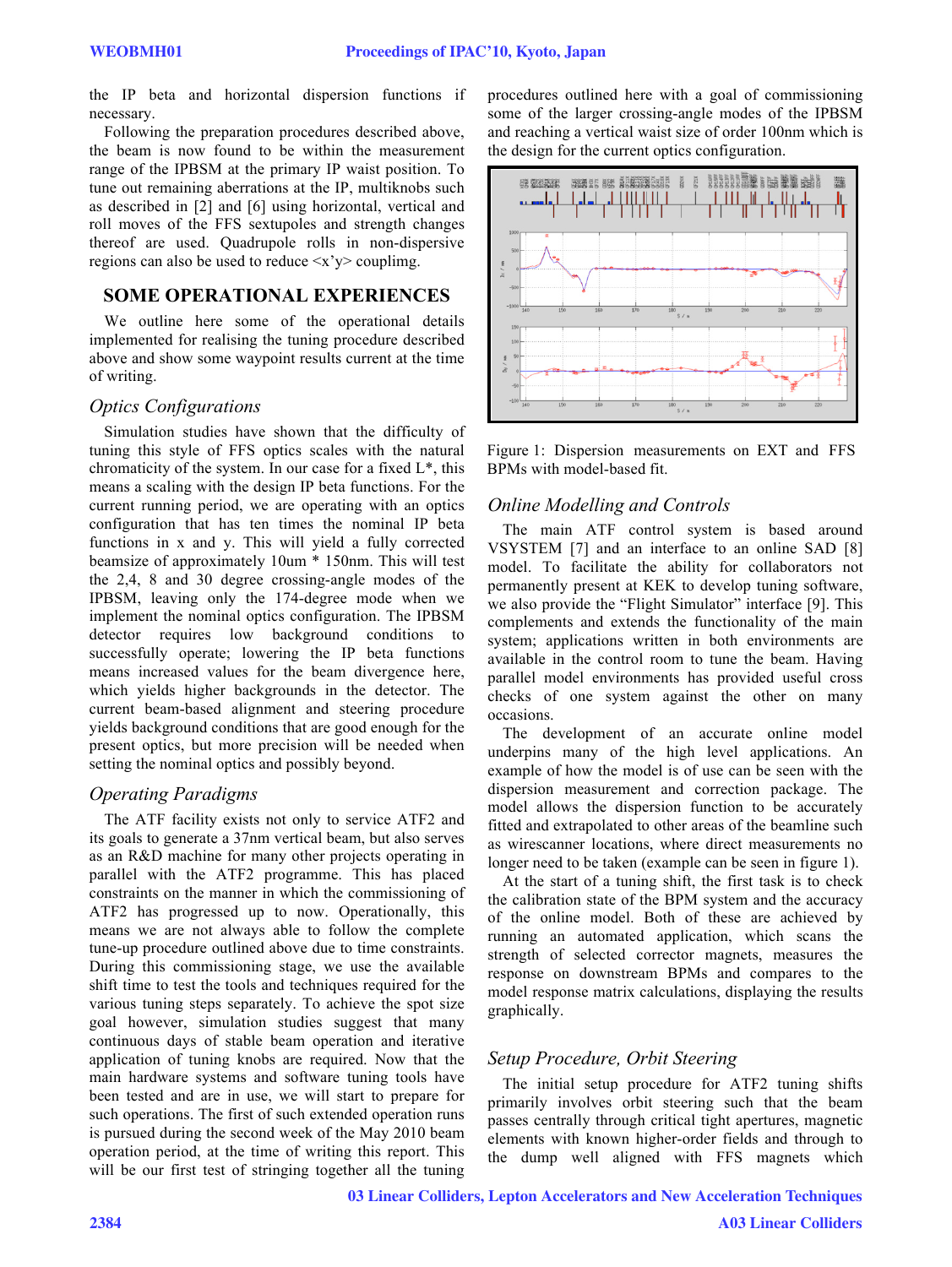the IP beta and horizontal dispersion functions if necessary.

Following the preparation procedures described above, the beam is now found to be within the measurement range of the IPBSM at the primary IP waist position. To tune out remaining aberrations at the IP, multiknobs such as described in [2] and [6] using horizontal, vertical and roll moves of the FFS sextupoles and strength changes thereof are used. Quadrupole rolls in non-dispersive regions can also be used to reduce <x'y'> couplimg.

## SOME OPERATIONAL EXPERIENCES

We outline here some of the operational details implemented for realising the tuning procedure described above and show some waypoint results current at the time of writing.

### *Optics Configurations*

Simulation studies have shown that the difficulty of tuning this style of FFS optics scales with the natural chromaticity of the system. In our case for a fixed L*, this means a scaling with the design IP beta functions. For the current running period, we are operating with an optics configuration that has ten times the nominal IP beta functions in x and y. This will yield a fully corrected beamsize of approximately 10um * 150nm. This will test the 2,4, 8 and 30 degree crossing-angle modes of the IPBSM, leaving only the 174-degree mode when we implement the nominal optics configuration. The IPBSM detector requires low background conditions to successfully operate; lowering the IP beta functions means increased values for the beam divergence here, which yields higher backgrounds in the detector. The current beam-based alignment and steering procedure yields background conditions that are good enough for the present optics, but more precision will be needed when setting the nominal optics and possibly beyond.

### *Operating Paradigms*

The ATF facility exists not only to service ATF2 and its goals to generate a 37nm vertical beam, but also serves as an R&D machine for many other projects operating in parallel with the ATF2 programme. This has placed constraints on the manner in which the commissioning of ATF2 has progressed up to now. Operationally, this means we are not always able to follow the complete tune-up procedure outlined above due to time constraints. During this commissioning stage, we use the available shift time to test the tools and techniques required for the various tuning steps separately. To achieve the spot size goal however, simulation studies suggest that many continuous days of stable beam operation and iterative application of tuning knobs are required. Now that the main hardware systems and software tuning tools have been tested and are in use, we will start to prepare for such operations. The first of such extended operation runs is pursued during the second week of the May 2010 beam operation period, at the time of writing this report. This will be our first test of stringing together all the tuning procedures outlined here with a goal of commissioning some of the larger crossing-angle modes of the IPBSM and reaching a vertical waist size of order 100nm which is the design for the current optics configuration.

Figure 1: Dispersion measurements on EXT and FFS BPMs with model-based fit.

### *Online Modelling and Controls*

The main ATF control system is based around VSYSTEM [7] and an interface to an online SAD [8] model. To facilitate the ability for collaborators not permanently present at KEK to develop tuning software, we also provide the "Flight Simulator" interface [9]. This complements and extends the functionality of the main system; applications written in both environments are available in the control room to tune the beam. Having parallel model environments has provided useful cross checks of one system against the other on many occasions.

The development of an accurate online model underpins many of the high level applications. An example of how the model is of use can be seen with the dispersion measurement and correction package. The model allows the dispersion function to be accurately fitted and extrapolated to other areas of the beamline such as wirescanner locations, where direct measurements no longer need to be taken (example can be seen in figure 1).

At the start of a tuning shift, the first task is to check the calibration state of the BPM system and the accuracy of the online model. Both of these are achieved by running an automated application, which scans the strength of selected corrector magnets, measures the response on downstream BPMs and compares to the model response matrix calculations, displaying the results graphically.

### *Setup Procedure, Orbit Steering*

The initial setup procedure for ATF2 tuning shifts primarily involves orbit steering such that the beam passes centrally through critical tight apertures, magnetic elements with known higher-order fields and through to the dump well aligned with FFS magnets which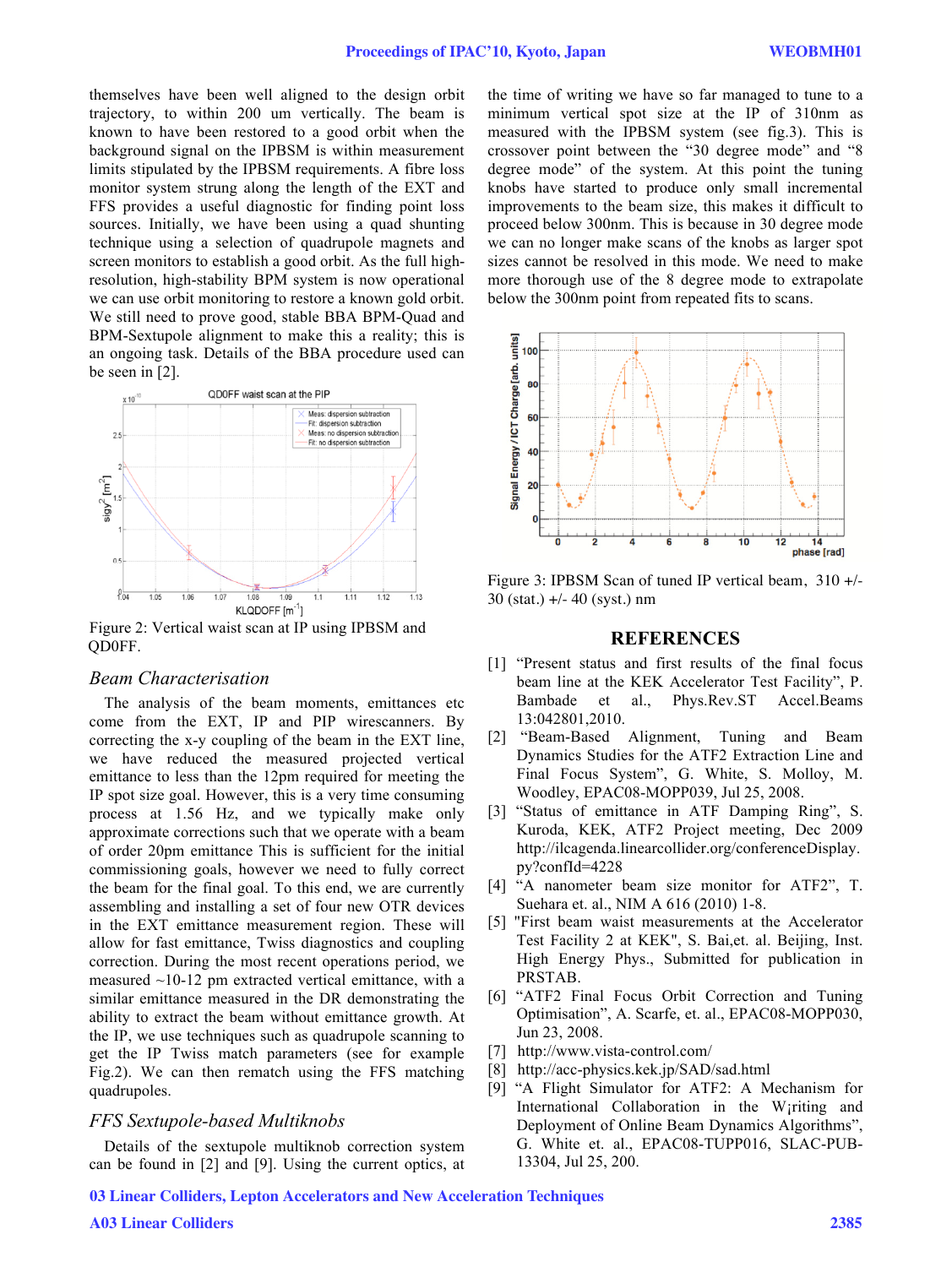themselves have been well aligned to the design orbit trajectory, to within 200 um vertically. The beam is known to have been restored to a good orbit when the background signal on the IPBSM is within measurement limits stipulated by the IPBSM requirements. A fibre loss monitor system strung along the length of the EXT and FFS provides a useful diagnostic for finding point loss sources. Initially, we have been using a quad shunting technique using a selection of quadrupole magnets and screen monitors to establish a good orbit. As the full high-resolution, high-stability BPM system is now operational we can use orbit monitoring to restore a known gold orbit. We still need to prove good, stable BBA BPM-Quad and BPM-Sextupole alignment to make this a reality; this is an ongoing task. Details of the BBA procedure used can be seen in [2].

QD0FF waist scan at the PIP

x 10^-10

Meas: dispersion subtraction
Fit: dispersion subtraction
Meas: no dispersion subtraction
Fit: no dispersion subtraction

sigy^2 [m^2]

KLQD0FF [m^-1]

Figure 2: Vertical waist scan at IP using IPBSM and QD0FF.

### Beam Characterisation

The analysis of the beam moments, emittances etc come from the EXT, IP and PIP wirescanners. By correcting the x-y coupling of the beam in the EXT line, we have reduced the measured projected vertical emittance to less than the 12pm required for meeting the IP spot size goal. However, this is a very time consuming process at 1.56 Hz, and we typically make only approximate corrections such that we operate with a beam of order 20pm emittance This is sufficient for the initial commissioning goals, however we need to fully correct the beam for the final goal. To this end, we are currently assembling and installing a set of four new OTR devices in the EXT emittance measurement region. These will allow for fast emittance, Twiss diagnostics and coupling correction. During the most recent operations period, we measured ~10-12 pm extracted vertical emittance, with a similar emittance measured in the DR demonstrating the ability to extract the beam without emittance growth. At the IP, we use techniques such as quadrupole scanning to get the IP Twiss match parameters (see for example Fig.2). We can then rematch using the FFS matching quadrupoles.

### FFS Sextupole-based Multiknobs

Details of the sextupole multiknob correction system can be found in [2] and [9]. Using the current optics, at the time of writing we have so far managed to tune to a minimum vertical spot size at the IP of 310nm as measured with the IPBSM system (see fig.3). This is crossover point between the "30 degree mode" and "8 degree mode" of the system. At this point the tuning knobs have started to produce only small incremental improvements to the beam size, this makes it difficult to proceed below 300nm. This is because in 30 degree mode we can no longer make scans of the knobs as larger spot sizes cannot be resolved in this mode. We need to make more thorough use of the 8 degree mode to extrapolate below the 300nm point from repeated fits to scans.

Signal Energy / ICT Charge [arb. units]

phase [rad]

Figure 3: IPBSM Scan of tuned IP vertical beam, 310 +/- 30 (stat.) +/- 40 (syst.) nm

## REFERENCES

[1] "Present status and first results of the final focus beam line at the KEK Accelerator Test Facility", P. Bambade et al., Phys.Rev.ST Accel.Beams 13:042801,2010.

[2] "Beam-Based Alignment, Tuning and Beam Dynamics Studies for the ATF2 Extraction Line and Final Focus System", G. White, S. Molloy, M. Woodley, EPAC08-MOPP039, Jul 25, 2008.

[3] "Status of emittance in ATF Damping Ring", S. Kuroda, KEK, ATF2 Project meeting, Dec 2009 http://ilcagenda.linearcollider.org/conferenceDisplay.py?confId=4228

[4] "A nanometer beam size monitor for ATF2", T. Suehara et. al., NIM A 616 (2010) 1-8.

[5] "First beam waist measurements at the Accelerator Test Facility 2 at KEK", S. Bai,et. al. Beijing, Inst. High Energy Phys., Submitted for publication in PRSTAB.

[6] "ATF2 Final Focus Orbit Correction and Tuning Optimisation", A. Scarfe, et. al., EPAC08-MOPP030, Jun 23, 2008.

[7] http://www.vista-control.com/

[8] http://acc-physics.kek.jp/SAD/sad.html

[9] "A Flight Simulator for ATF2: A Mechanism for International Collaboration in the W¡riting and Deployment of Online Beam Dynamics Algorithms", G. White et. al., EPAC08-TUPP016, SLAC-PUB-13304, Jul 25, 200.